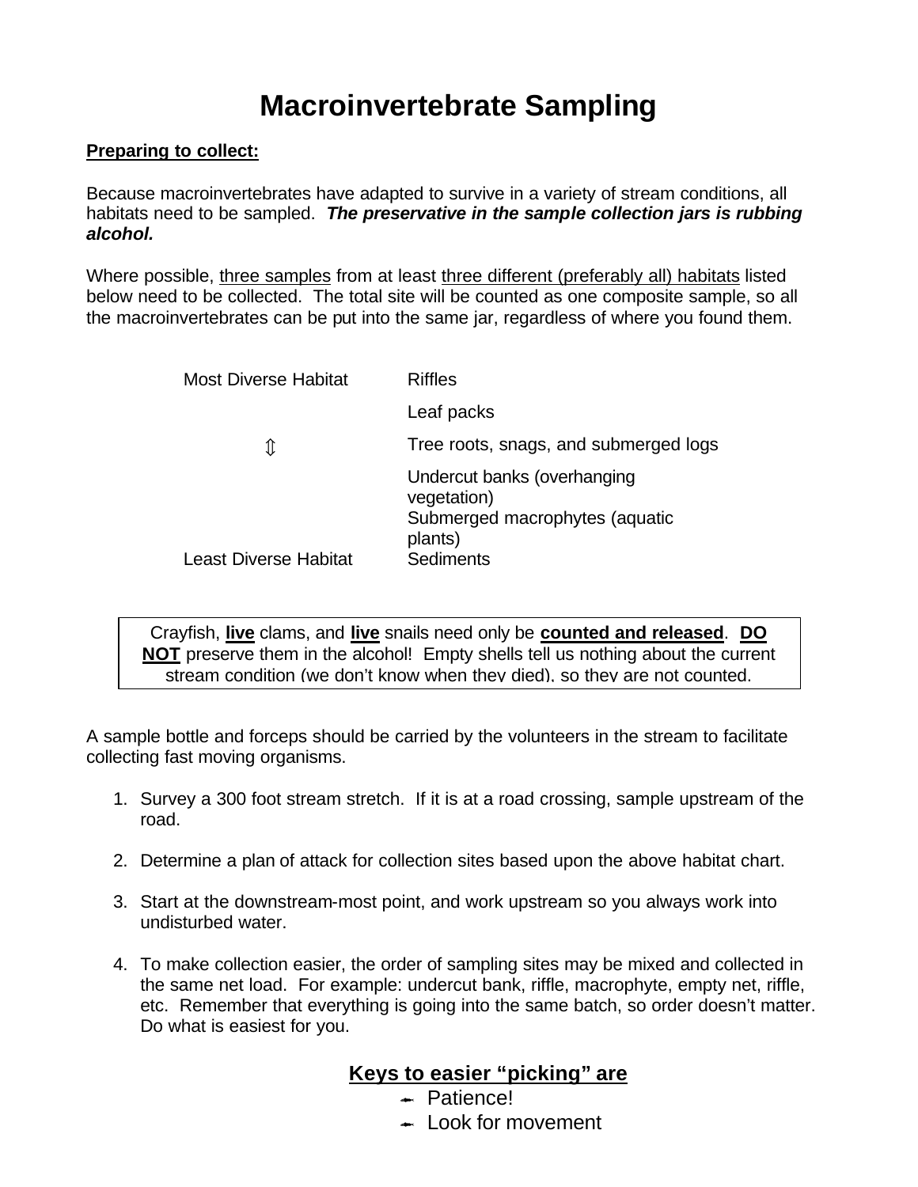# Macroinvertebrate Sampling

**<u>Preparing to collect:</u>**

Because macroinvertebrates have adapted to survive in a variety of stream conditions, all habitats need to be sampled. ***The preservative in the sample collection jars is rubbing alcohol.***

Where possible, <u>three samples</u> from at least <u>three different (preferably all) habitats</u> listed below need to be collected. The total site will be counted as one composite sample, so all the macroinvertebrates can be put into the same jar, regardless of where you found them.

| | |
|---|---|
| Most Diverse Habitat | Riffles |
| | Leaf packs |
| ⇳ | Tree roots, snags, and submerged logs |
| | Undercut banks (overhanging vegetation) |
| | Submerged macrophytes (aquatic plants) |
| Least Diverse Habitat | Sediments |

> Crayfish, **<u>live</u>** clams, and **<u>live</u>** snails need only be **<u>counted and released</u>**. **<u>DO NOT</u>** preserve them in the alcohol! Empty shells tell us nothing about the current stream condition (we don't know when they died), so they are not counted.

A sample bottle and forceps should be carried by the volunteers in the stream to facilitate collecting fast moving organisms.

1. Survey a 300 foot stream stretch. If it is at a road crossing, sample upstream of the road.
2. Determine a plan of attack for collection sites based upon the above habitat chart.
3. Start at the downstream-most point, and work upstream so you always work into undisturbed water.
4. To make collection easier, the order of sampling sites may be mixed and collected in the same net load. For example: undercut bank, riffle, macrophyte, empty net, riffle, etc. Remember that everything is going into the same batch, so order doesn't matter. Do what is easiest for you.

**<u>Keys to easier "picking" are</u>**

- Patience!
- Look for movement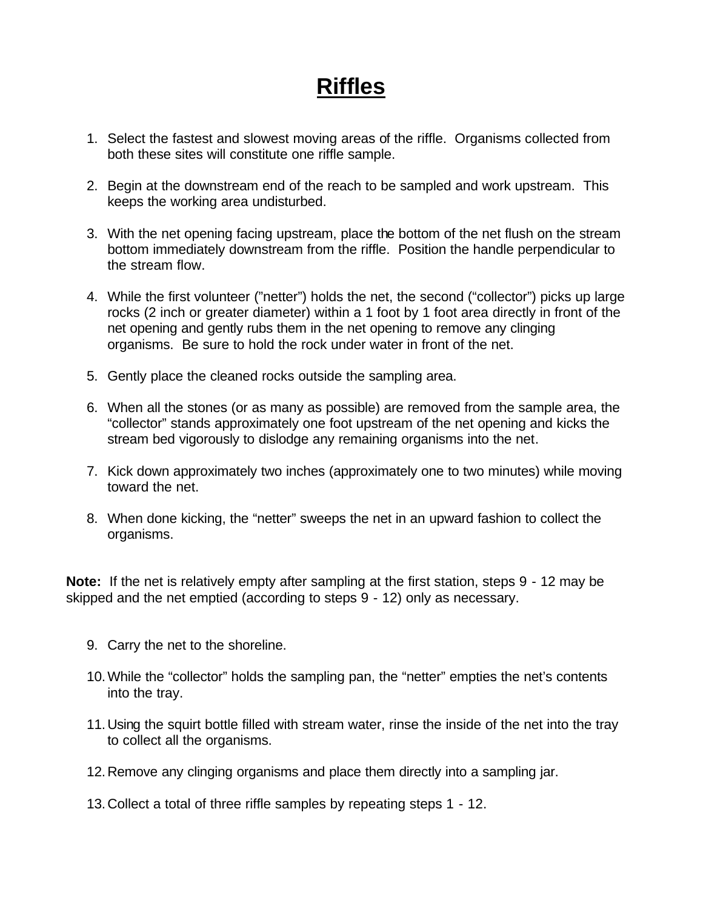# Riffles

1. Select the fastest and slowest moving areas of the riffle. Organisms collected from both these sites will constitute one riffle sample.

2. Begin at the downstream end of the reach to be sampled and work upstream. This keeps the working area undisturbed.

3. With the net opening facing upstream, place the bottom of the net flush on the stream bottom immediately downstream from the riffle. Position the handle perpendicular to the stream flow.

4. While the first volunteer ("netter") holds the net, the second ("collector") picks up large rocks (2 inch or greater diameter) within a 1 foot by 1 foot area directly in front of the net opening and gently rubs them in the net opening to remove any clinging organisms. Be sure to hold the rock under water in front of the net.

5. Gently place the cleaned rocks outside the sampling area.

6. When all the stones (or as many as possible) are removed from the sample area, the "collector" stands approximately one foot upstream of the net opening and kicks the stream bed vigorously to dislodge any remaining organisms into the net.

7. Kick down approximately two inches (approximately one to two minutes) while moving toward the net.

8. When done kicking, the "netter" sweeps the net in an upward fashion to collect the organisms.

**Note:** If the net is relatively empty after sampling at the first station, steps 9 - 12 may be skipped and the net emptied (according to steps 9 - 12) only as necessary.

9. Carry the net to the shoreline.

10. While the "collector" holds the sampling pan, the "netter" empties the net's contents into the tray.

11. Using the squirt bottle filled with stream water, rinse the inside of the net into the tray to collect all the organisms.

12. Remove any clinging organisms and place them directly into a sampling jar.

13. Collect a total of three riffle samples by repeating steps 1 - 12.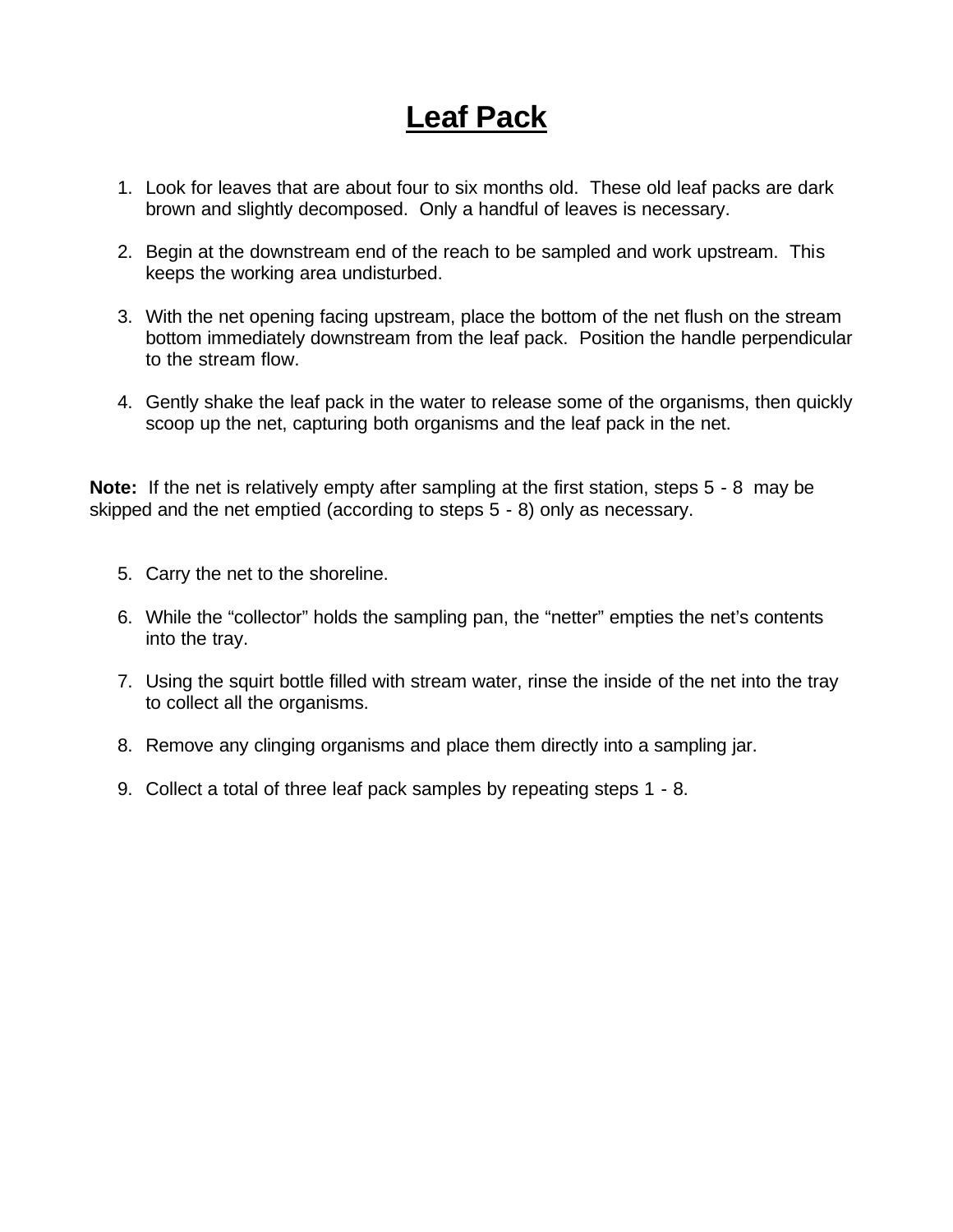# Leaf Pack

1. Look for leaves that are about four to six months old. These old leaf packs are dark brown and slightly decomposed. Only a handful of leaves is necessary.

2. Begin at the downstream end of the reach to be sampled and work upstream. This keeps the working area undisturbed.

3. With the net opening facing upstream, place the bottom of the net flush on the stream bottom immediately downstream from the leaf pack. Position the handle perpendicular to the stream flow.

4. Gently shake the leaf pack in the water to release some of the organisms, then quickly scoop up the net, capturing both organisms and the leaf pack in the net.

**Note:** If the net is relatively empty after sampling at the first station, steps 5 - 8 may be skipped and the net emptied (according to steps 5 - 8) only as necessary.

5. Carry the net to the shoreline.

6. While the "collector" holds the sampling pan, the "netter" empties the net's contents into the tray.

7. Using the squirt bottle filled with stream water, rinse the inside of the net into the tray to collect all the organisms.

8. Remove any clinging organisms and place them directly into a sampling jar.

9. Collect a total of three leaf pack samples by repeating steps 1 - 8.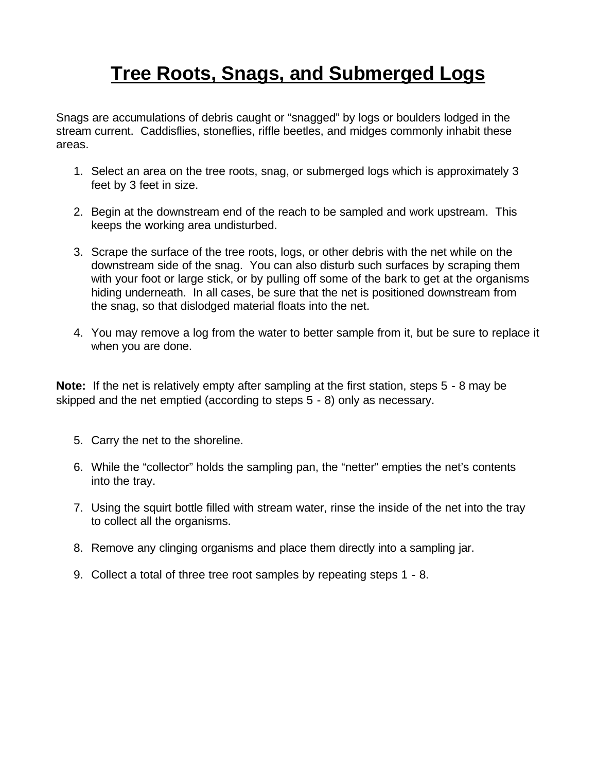# Tree Roots, Snags, and Submerged Logs

Snags are accumulations of debris caught or "snagged" by logs or boulders lodged in the stream current. Caddisflies, stoneflies, riffle beetles, and midges commonly inhabit these areas.

1. Select an area on the tree roots, snag, or submerged logs which is approximately 3 feet by 3 feet in size.
2. Begin at the downstream end of the reach to be sampled and work upstream. This keeps the working area undisturbed.
3. Scrape the surface of the tree roots, logs, or other debris with the net while on the downstream side of the snag. You can also disturb such surfaces by scraping them with your foot or large stick, or by pulling off some of the bark to get at the organisms hiding underneath. In all cases, be sure that the net is positioned downstream from the snag, so that dislodged material floats into the net.
4. You may remove a log from the water to better sample from it, but be sure to replace it when you are done.

**Note:** If the net is relatively empty after sampling at the first station, steps 5 - 8 may be skipped and the net emptied (according to steps 5 - 8) only as necessary.

5. Carry the net to the shoreline.
6. While the "collector" holds the sampling pan, the "netter" empties the net's contents into the tray.
7. Using the squirt bottle filled with stream water, rinse the inside of the net into the tray to collect all the organisms.
8. Remove any clinging organisms and place them directly into a sampling jar.
9. Collect a total of three tree root samples by repeating steps 1 - 8.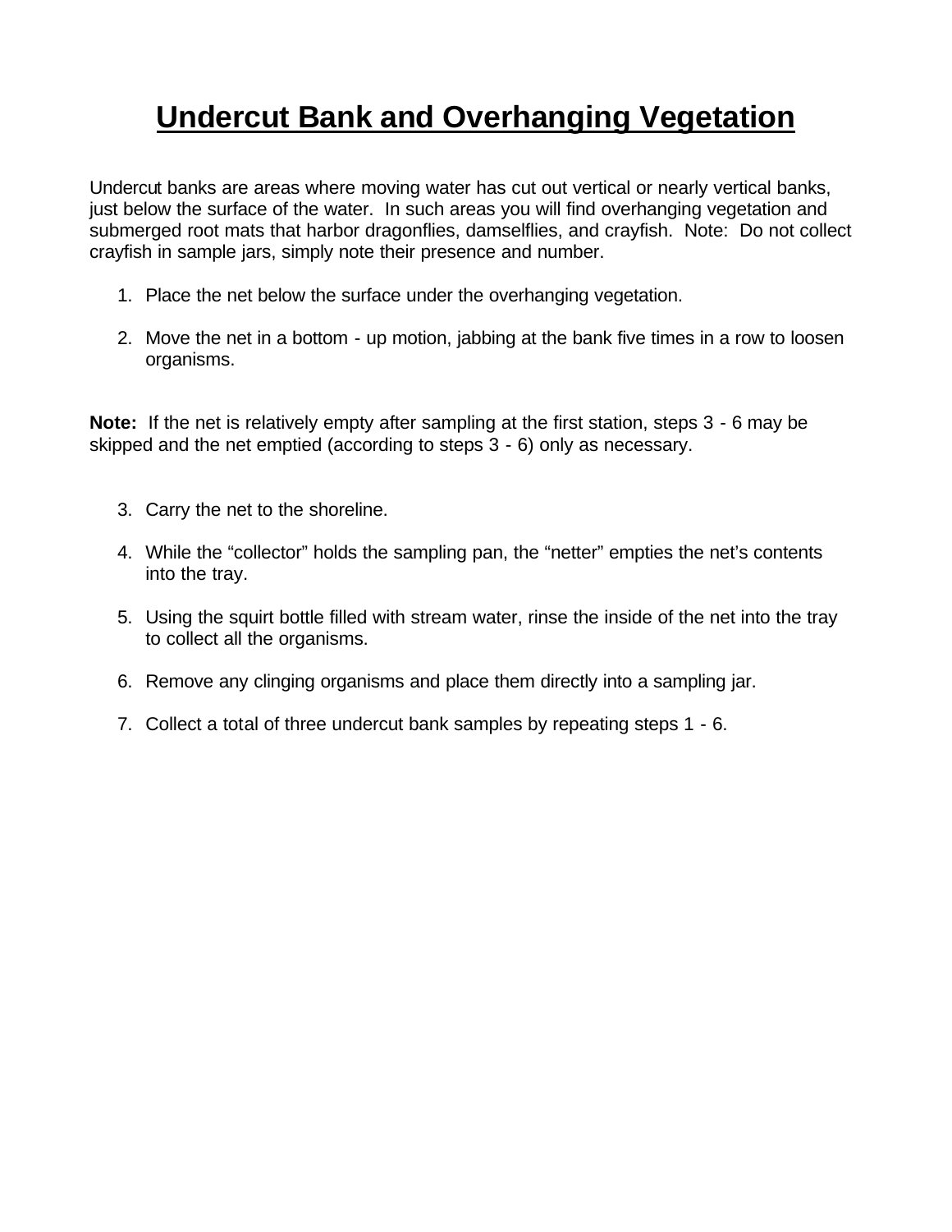# Undercut Bank and Overhanging Vegetation

Undercut banks are areas where moving water has cut out vertical or nearly vertical banks, just below the surface of the water. In such areas you will find overhanging vegetation and submerged root mats that harbor dragonflies, damselflies, and crayfish. Note: Do not collect crayfish in sample jars, simply note their presence and number.

1. Place the net below the surface under the overhanging vegetation.
2. Move the net in a bottom - up motion, jabbing at the bank five times in a row to loosen organisms.

**Note:** If the net is relatively empty after sampling at the first station, steps 3 - 6 may be skipped and the net emptied (according to steps 3 - 6) only as necessary.

3. Carry the net to the shoreline.
4. While the “collector” holds the sampling pan, the “netter” empties the net’s contents into the tray.
5. Using the squirt bottle filled with stream water, rinse the inside of the net into the tray to collect all the organisms.
6. Remove any clinging organisms and place them directly into a sampling jar.
7. Collect a total of three undercut bank samples by repeating steps 1 - 6.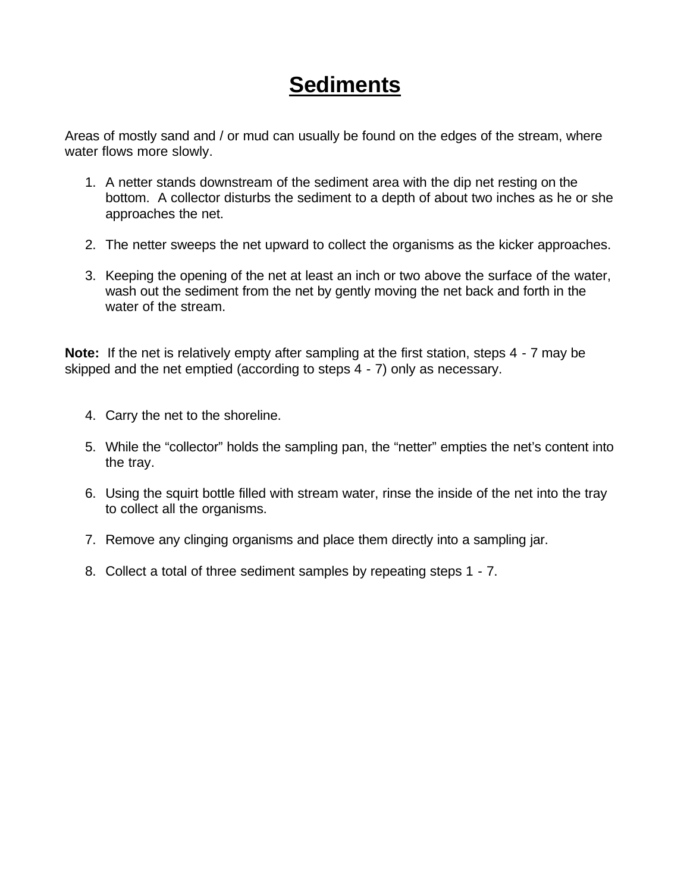# Sediments

Areas of mostly sand and / or mud can usually be found on the edges of the stream, where water flows more slowly.

1. A netter stands downstream of the sediment area with the dip net resting on the bottom. A collector disturbs the sediment to a depth of about two inches as he or she approaches the net.

2. The netter sweeps the net upward to collect the organisms as the kicker approaches.

3. Keeping the opening of the net at least an inch or two above the surface of the water, wash out the sediment from the net by gently moving the net back and forth in the water of the stream.

**Note:** If the net is relatively empty after sampling at the first station, steps 4 - 7 may be skipped and the net emptied (according to steps 4 - 7) only as necessary.

4. Carry the net to the shoreline.

5. While the "collector" holds the sampling pan, the "netter" empties the net's content into the tray.

6. Using the squirt bottle filled with stream water, rinse the inside of the net into the tray to collect all the organisms.

7. Remove any clinging organisms and place them directly into a sampling jar.

8. Collect a total of three sediment samples by repeating steps 1 - 7.